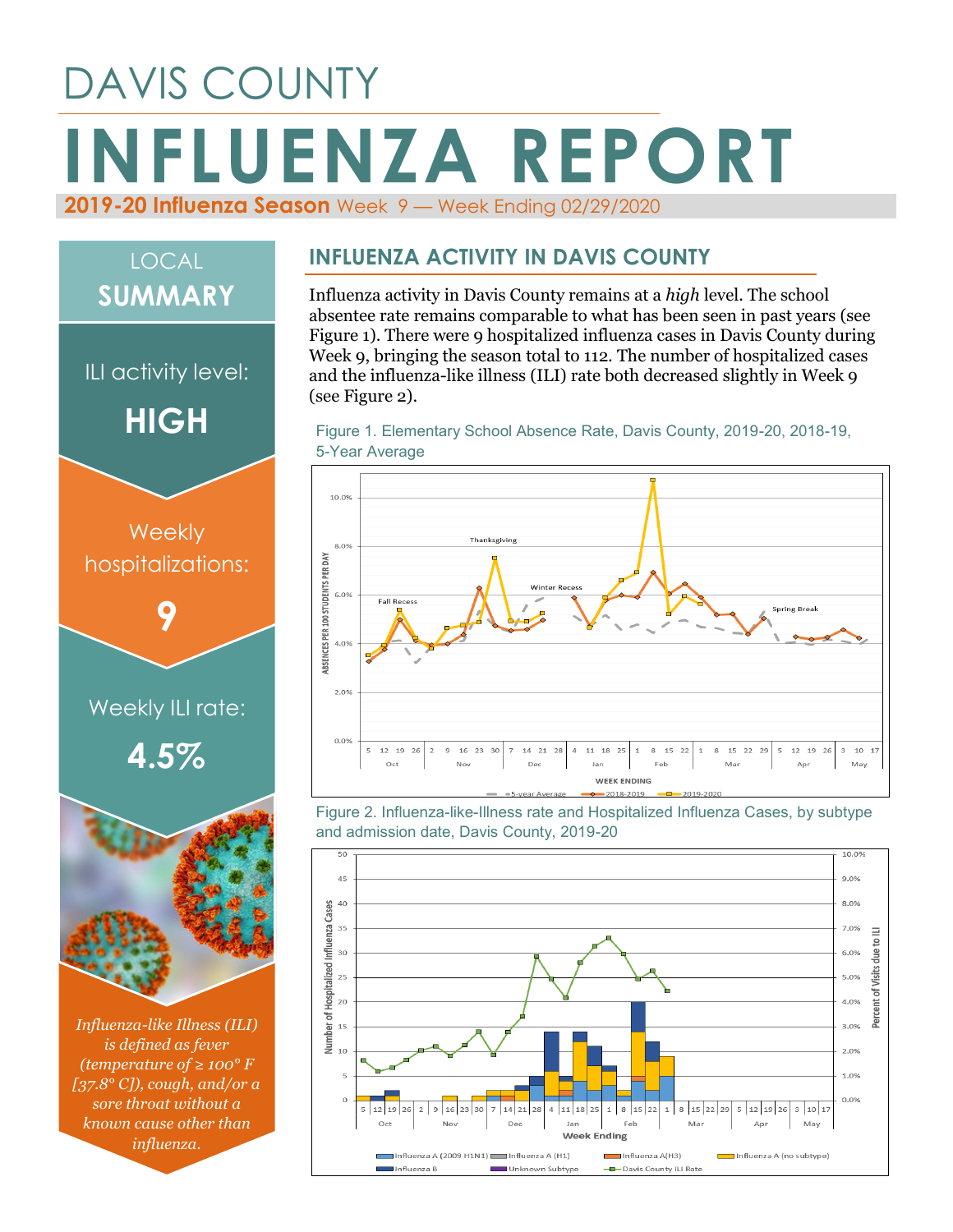# DAVIS COUNTY

# INFLUENZA REPORT

**2019-20 Influenza Season** Week 9 — Week Ending 02/29/2020

## LOCAL SUMMARY

ILI activity level:

**HIGH**

Weekly hospitalizations:

**9**

Weekly ILI rate:

**4.5%**

*Influenza-like Illness (ILI) is defined as fever (temperature of ≥ 100° F [37.8° C]), cough, and/or a sore throat without a known cause other than influenza.*

## INFLUENZA ACTIVITY IN DAVIS COUNTY

Influenza activity in Davis County remains at a *high* level. The school absentee rate remains comparable to what has been seen in past years (see Figure 1). There were 9 hospitalized influenza cases in Davis County during Week 9, bringing the season total to 112. The number of hospitalized cases and the influenza-like illness (ILI) rate both decreased slightly in Week 9 (see Figure 2).

Figure 1. Elementary School Absence Rate, Davis County, 2019-20, 2018-19, 5-Year Average

Figure 2. Influenza-like-Illness rate and Hospitalized Influenza Cases, by subtype and admission date, Davis County, 2019-20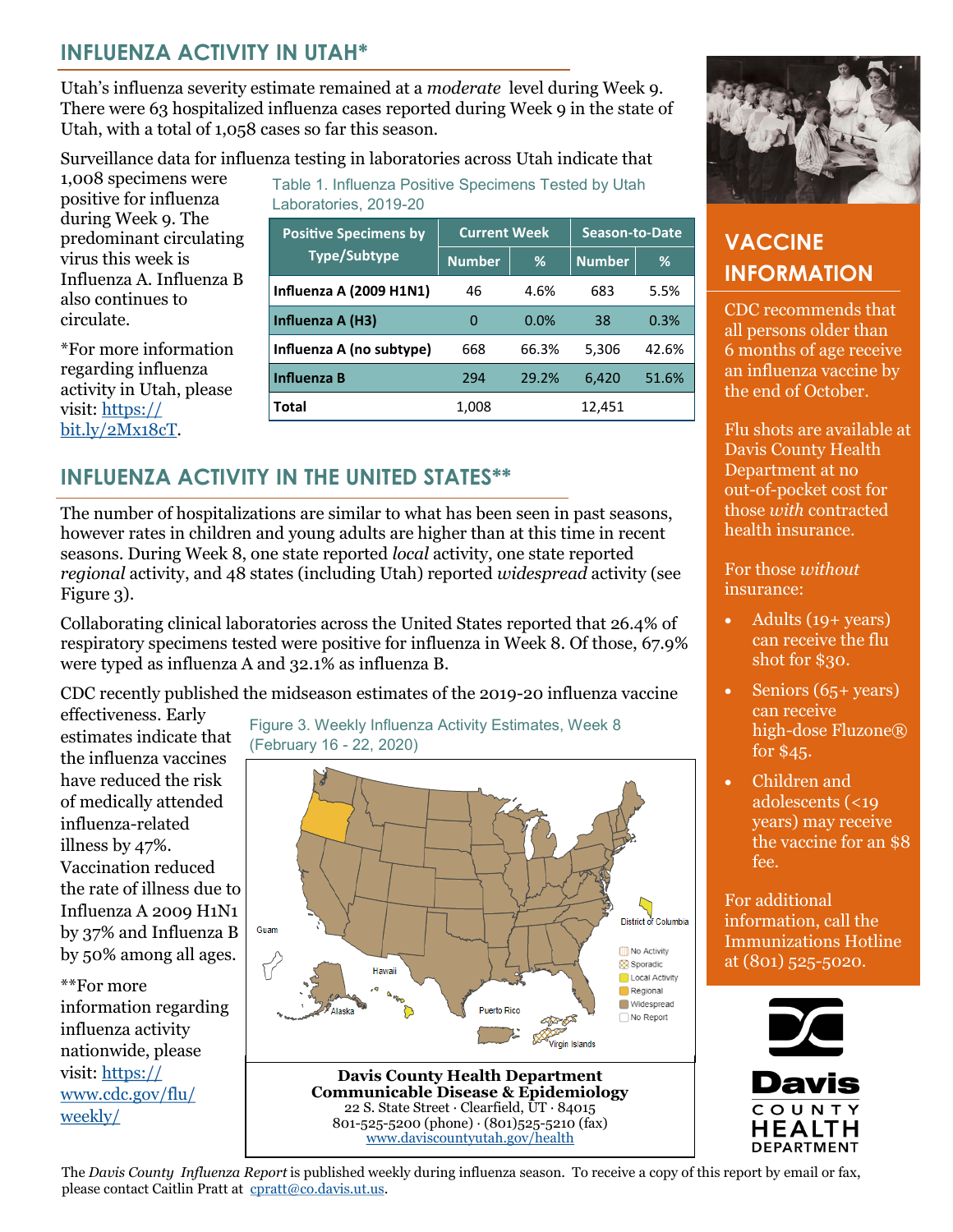## INFLUENZA ACTIVITY IN UTAH*

Utah's influenza severity estimate remained at a *moderate* level during Week 9. There were 63 hospitalized influenza cases reported during Week 9 in the state of Utah, with a total of 1,058 cases so far this season.

Surveillance data for influenza testing in laboratories across Utah indicate that 1,008 specimens were positive for influenza during Week 9. The predominant circulating virus this week is Influenza A. Influenza B also continues to circulate.

*For more information regarding influenza activity in Utah, please visit: https://bit.ly/2Mx18cT.

Table 1. Influenza Positive Specimens Tested by Utah Laboratories, 2019-20

| Positive Specimens by Type/Subtype | Current Week | | Season-to-Date | |
|---|---|---|---|---|
| | Number | % | Number | % |
| Influenza A (2009 H1N1) | 46 | 4.6% | 683 | 5.5% |
| Influenza A (H3) | 0 | 0.0% | 38 | 0.3% |
| Influenza A (no subtype) | 668 | 66.3% | 5,306 | 42.6% |
| Influenza B | 294 | 29.2% | 6,420 | 51.6% |
| Total | 1,008 | | 12,451 | |

## INFLUENZA ACTIVITY IN THE UNITED STATES**

The number of hospitalizations are similar to what has been seen in past seasons, however rates in children and young adults are higher than at this time in recent seasons. During Week 8, one state reported *local* activity, one state reported *regional* activity, and 48 states (including Utah) reported *widespread* activity (see Figure 3).

Collaborating clinical laboratories across the United States reported that 26.4% of respiratory specimens tested were positive for influenza in Week 8. Of those, 67.9% were typed as influenza A and 32.1% as influenza B.

CDC recently published the midseason estimates of the 2019-20 influenza vaccine effectiveness. Early estimates indicate that the influenza vaccines have reduced the risk of medically attended influenza-related illness by 47%. Vaccination reduced the rate of illness due to Influenza A 2009 H1N1 by 37% and Influenza B by 50% among all ages.

**For more information regarding influenza activity nationwide, please visit: https://www.cdc.gov/flu/weekly/

Figure 3. Weekly Influenza Activity Estimates, Week 8 (February 16 - 22, 2020)

Guam
Hawaii
Alaska
Puerto Rico
Virgin Islands
District of Columbia
No Activity
Sporadic
Local Activity
Regional
Widespread
No Report

## VACCINE INFORMATION

CDC recommends that all persons older than 6 months of age receive an influenza vaccine by the end of October.

Flu shots are available at Davis County Health Department at no out-of-pocket cost for those *with* contracted health insurance.

For those *without* insurance:

- Adults (19+ years) can receive the flu shot for $30.
- Seniors (65+ years) can receive high-dose Fluzone® for $45.
- Children and adolescents (<19 years) may receive the vaccine for an $8 fee.

For additional information, call the Immunizations Hotline at (801) 525-5020.

**Davis County Health Department**
**Communicable Disease & Epidemiology**
22 S. State Street · Clearfield, UT · 84015
801-525-5200 (phone) · (801)525-5210 (fax)
www.daviscountyutah.gov/health

Davis COUNTY HEALTH DEPARTMENT

The *Davis County Influenza Report* is published weekly during influenza season. To receive a copy of this report by email or fax, please contact Caitlin Pratt at cpratt@co.davis.ut.us.